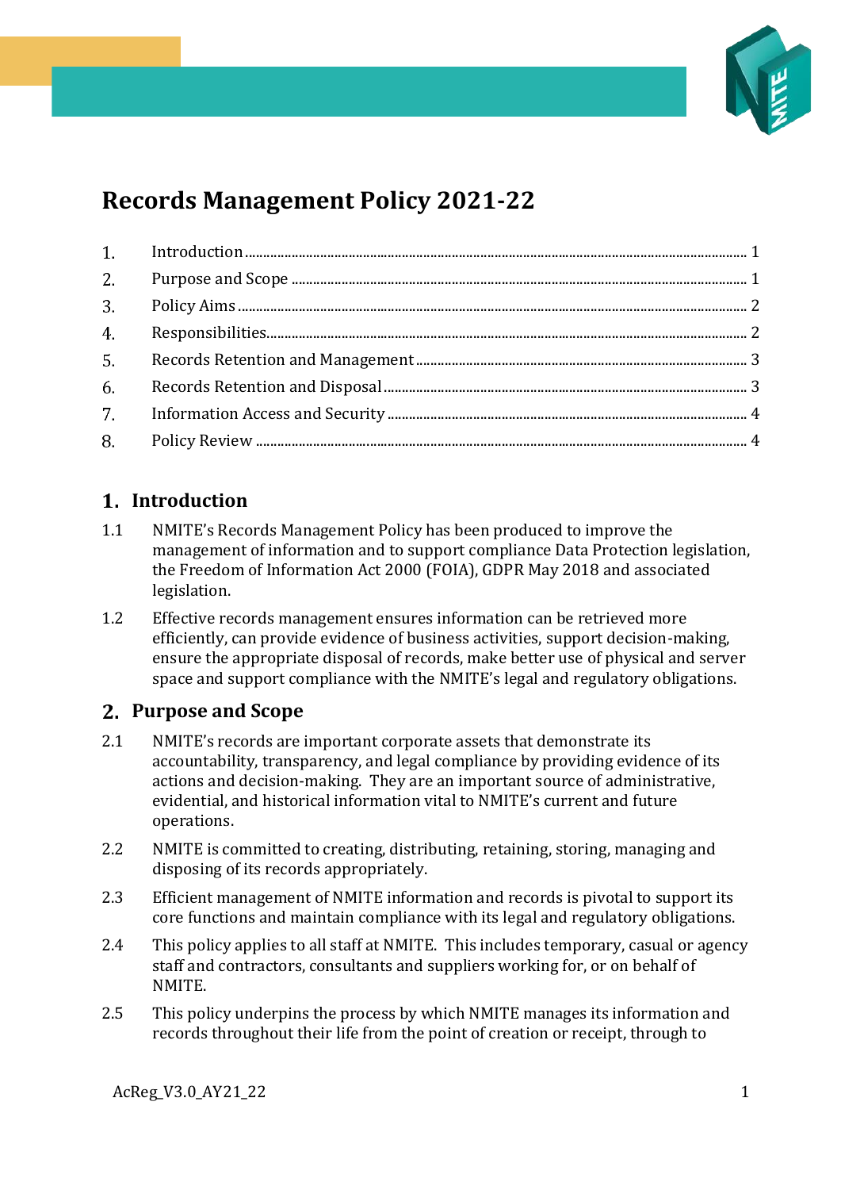# Records Management Policy 2021-22

1. Introduction ........ 1
2. Purpose and Scope ........ 1
3. Policy Aims ........ 2
4. Responsibilities ........ 2
5. Records Retention and Management ........ 3
6. Records Retention and Disposal ........ 3
7. Information Access and Security ........ 4
8. Policy Review ........ 4

## 1. Introduction

1.1 NMITE's Records Management Policy has been produced to improve the management of information and to support compliance Data Protection legislation, the Freedom of Information Act 2000 (FOIA), GDPR May 2018 and associated legislation.

1.2 Effective records management ensures information can be retrieved more efficiently, can provide evidence of business activities, support decision-making, ensure the appropriate disposal of records, make better use of physical and server space and support compliance with the NMITE's legal and regulatory obligations.

## 2. Purpose and Scope

2.1 NMITE's records are important corporate assets that demonstrate its accountability, transparency, and legal compliance by providing evidence of its actions and decision-making. They are an important source of administrative, evidential, and historical information vital to NMITE's current and future operations.

2.2 NMITE is committed to creating, distributing, retaining, storing, managing and disposing of its records appropriately.

2.3 Efficient management of NMITE information and records is pivotal to support its core functions and maintain compliance with its legal and regulatory obligations.

2.4 This policy applies to all staff at NMITE. This includes temporary, casual or agency staff and contractors, consultants and suppliers working for, or on behalf of NMITE.

2.5 This policy underpins the process by which NMITE manages its information and records throughout their life from the point of creation or receipt, through to

AcReg_V3.0_AY21_22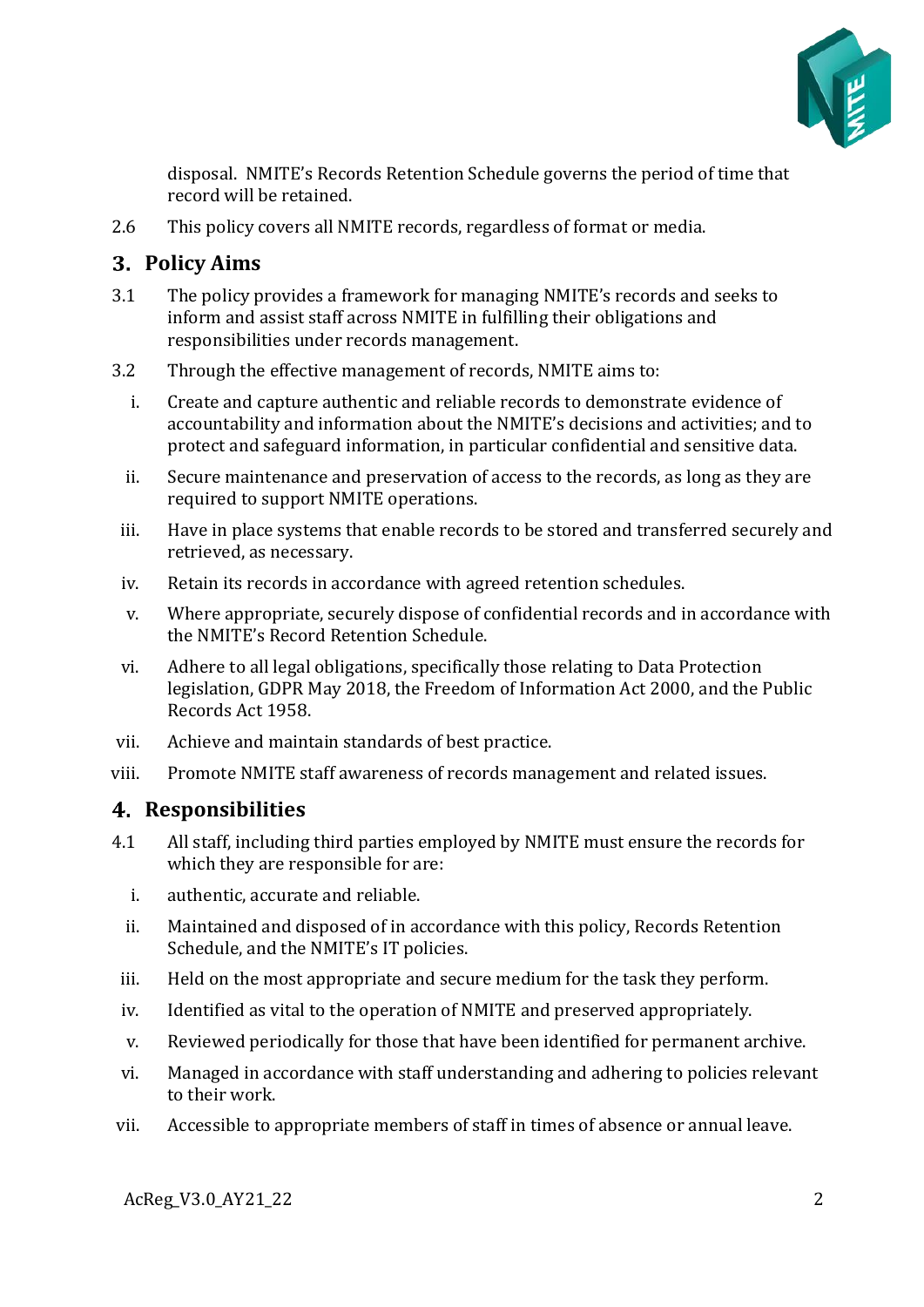disposal. NMITE's Records Retention Schedule governs the period of time that record will be retained.

2.6 This policy covers all NMITE records, regardless of format or media.

## 3. Policy Aims

3.1 The policy provides a framework for managing NMITE's records and seeks to inform and assist staff across NMITE in fulfilling their obligations and responsibilities under records management.

3.2 Through the effective management of records, NMITE aims to:

i. Create and capture authentic and reliable records to demonstrate evidence of accountability and information about the NMITE's decisions and activities; and to protect and safeguard information, in particular confidential and sensitive data.

ii. Secure maintenance and preservation of access to the records, as long as they are required to support NMITE operations.

iii. Have in place systems that enable records to be stored and transferred securely and retrieved, as necessary.

iv. Retain its records in accordance with agreed retention schedules.

v. Where appropriate, securely dispose of confidential records and in accordance with the NMITE's Record Retention Schedule.

vi. Adhere to all legal obligations, specifically those relating to Data Protection legislation, GDPR May 2018, the Freedom of Information Act 2000, and the Public Records Act 1958.

vii. Achieve and maintain standards of best practice.

viii. Promote NMITE staff awareness of records management and related issues.

## 4. Responsibilities

4.1 All staff, including third parties employed by NMITE must ensure the records for which they are responsible for are:

i. authentic, accurate and reliable.

ii. Maintained and disposed of in accordance with this policy, Records Retention Schedule, and the NMITE's IT policies.

iii. Held on the most appropriate and secure medium for the task they perform.

iv. Identified as vital to the operation of NMITE and preserved appropriately.

v. Reviewed periodically for those that have been identified for permanent archive.

vi. Managed in accordance with staff understanding and adhering to policies relevant to their work.

vii. Accessible to appropriate members of staff in times of absence or annual leave.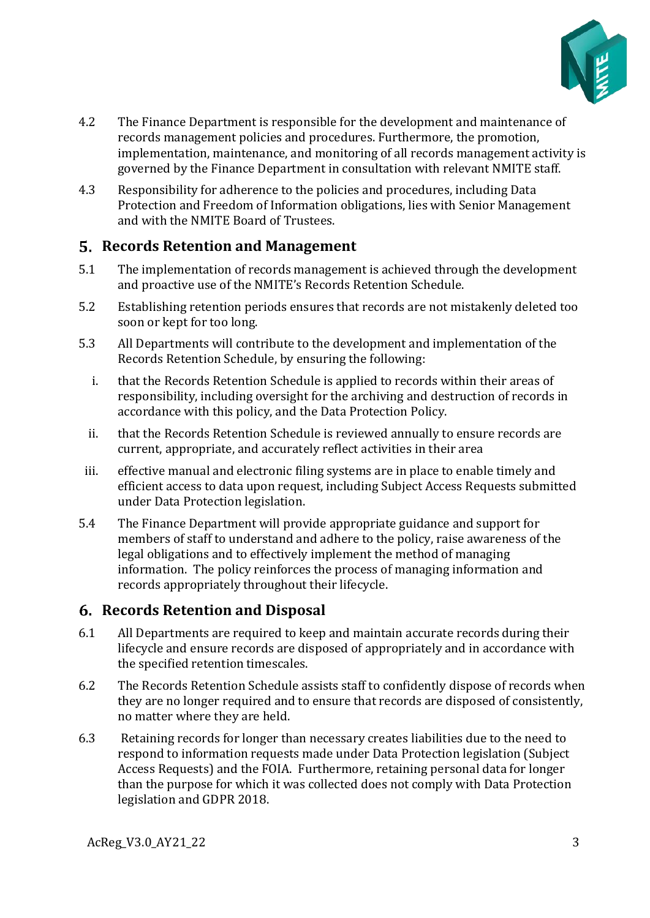4.2 The Finance Department is responsible for the development and maintenance of records management policies and procedures. Furthermore, the promotion, implementation, maintenance, and monitoring of all records management activity is governed by the Finance Department in consultation with relevant NMITE staff.

4.3 Responsibility for adherence to the policies and procedures, including Data Protection and Freedom of Information obligations, lies with Senior Management and with the NMITE Board of Trustees.

## 5. Records Retention and Management

5.1 The implementation of records management is achieved through the development and proactive use of the NMITE's Records Retention Schedule.

5.2 Establishing retention periods ensures that records are not mistakenly deleted too soon or kept for too long.

5.3 All Departments will contribute to the development and implementation of the Records Retention Schedule, by ensuring the following:

i. that the Records Retention Schedule is applied to records within their areas of responsibility, including oversight for the archiving and destruction of records in accordance with this policy, and the Data Protection Policy.

ii. that the Records Retention Schedule is reviewed annually to ensure records are current, appropriate, and accurately reflect activities in their area

iii. effective manual and electronic filing systems are in place to enable timely and efficient access to data upon request, including Subject Access Requests submitted under Data Protection legislation.

5.4 The Finance Department will provide appropriate guidance and support for members of staff to understand and adhere to the policy, raise awareness of the legal obligations and to effectively implement the method of managing information. The policy reinforces the process of managing information and records appropriately throughout their lifecycle.

## 6. Records Retention and Disposal

6.1 All Departments are required to keep and maintain accurate records during their lifecycle and ensure records are disposed of appropriately and in accordance with the specified retention timescales.

6.2 The Records Retention Schedule assists staff to confidently dispose of records when they are no longer required and to ensure that records are disposed of consistently, no matter where they are held.

6.3 Retaining records for longer than necessary creates liabilities due to the need to respond to information requests made under Data Protection legislation (Subject Access Requests) and the FOIA. Furthermore, retaining personal data for longer than the purpose for which it was collected does not comply with Data Protection legislation and GDPR 2018.

AcReg_V3.0_AY21_22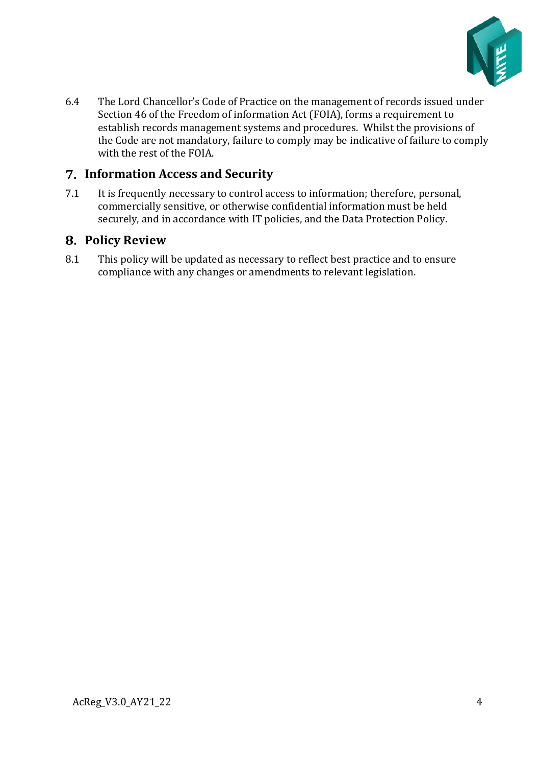6.4 The Lord Chancellor's Code of Practice on the management of records issued under Section 46 of the Freedom of information Act (FOIA), forms a requirement to establish records management systems and procedures. Whilst the provisions of the Code are not mandatory, failure to comply may be indicative of failure to comply with the rest of the FOIA.

## 7. Information Access and Security

7.1 It is frequently necessary to control access to information; therefore, personal, commercially sensitive, or otherwise confidential information must be held securely, and in accordance with IT policies, and the Data Protection Policy.

## 8. Policy Review

8.1 This policy will be updated as necessary to reflect best practice and to ensure compliance with any changes or amendments to relevant legislation.